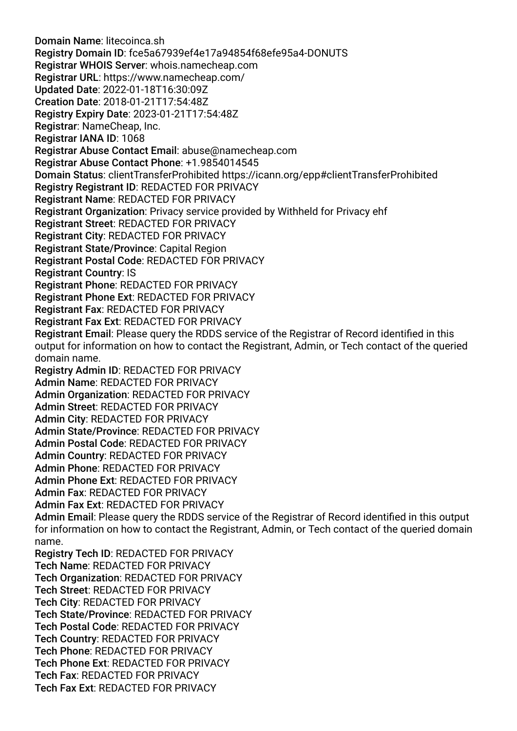**Domain Name**: litecoinca.sh
**Registry Domain ID**: fce5a67939ef4e17a94854f68efe95a4-DONUTS
**Registrar WHOIS Server**: whois.namecheap.com
**Registrar URL**: https://www.namecheap.com/
**Updated Date**: 2022-01-18T16:30:09Z
**Creation Date**: 2018-01-21T17:54:48Z
**Registry Expiry Date**: 2023-01-21T17:54:48Z
**Registrar**: NameCheap, Inc.
**Registrar IANA ID**: 1068
**Registrar Abuse Contact Email**: abuse@namecheap.com
**Registrar Abuse Contact Phone**: +1.9854014545
**Domain Status**: clientTransferProhibited https://icann.org/epp#clientTransferProhibited
**Registry Registrant ID**: REDACTED FOR PRIVACY
**Registrant Name**: REDACTED FOR PRIVACY
**Registrant Organization**: Privacy service provided by Withheld for Privacy ehf
**Registrant Street**: REDACTED FOR PRIVACY
**Registrant City**: REDACTED FOR PRIVACY
**Registrant State/Province**: Capital Region
**Registrant Postal Code**: REDACTED FOR PRIVACY
**Registrant Country**: IS
**Registrant Phone**: REDACTED FOR PRIVACY
**Registrant Phone Ext**: REDACTED FOR PRIVACY
**Registrant Fax**: REDACTED FOR PRIVACY
**Registrant Fax Ext**: REDACTED FOR PRIVACY
**Registrant Email**: Please query the RDDS service of the Registrar of Record identified in this output for information on how to contact the Registrant, Admin, or Tech contact of the queried domain name.
**Registry Admin ID**: REDACTED FOR PRIVACY
**Admin Name**: REDACTED FOR PRIVACY
**Admin Organization**: REDACTED FOR PRIVACY
**Admin Street**: REDACTED FOR PRIVACY
**Admin City**: REDACTED FOR PRIVACY
**Admin State/Province**: REDACTED FOR PRIVACY
**Admin Postal Code**: REDACTED FOR PRIVACY
**Admin Country**: REDACTED FOR PRIVACY
**Admin Phone**: REDACTED FOR PRIVACY
**Admin Phone Ext**: REDACTED FOR PRIVACY
**Admin Fax**: REDACTED FOR PRIVACY
**Admin Fax Ext**: REDACTED FOR PRIVACY
**Admin Email**: Please query the RDDS service of the Registrar of Record identified in this output for information on how to contact the Registrant, Admin, or Tech contact of the queried domain name.
**Registry Tech ID**: REDACTED FOR PRIVACY
**Tech Name**: REDACTED FOR PRIVACY
**Tech Organization**: REDACTED FOR PRIVACY
**Tech Street**: REDACTED FOR PRIVACY
**Tech City**: REDACTED FOR PRIVACY
**Tech State/Province**: REDACTED FOR PRIVACY
**Tech Postal Code**: REDACTED FOR PRIVACY
**Tech Country**: REDACTED FOR PRIVACY
**Tech Phone**: REDACTED FOR PRIVACY
**Tech Phone Ext**: REDACTED FOR PRIVACY
**Tech Fax**: REDACTED FOR PRIVACY
**Tech Fax Ext**: REDACTED FOR PRIVACY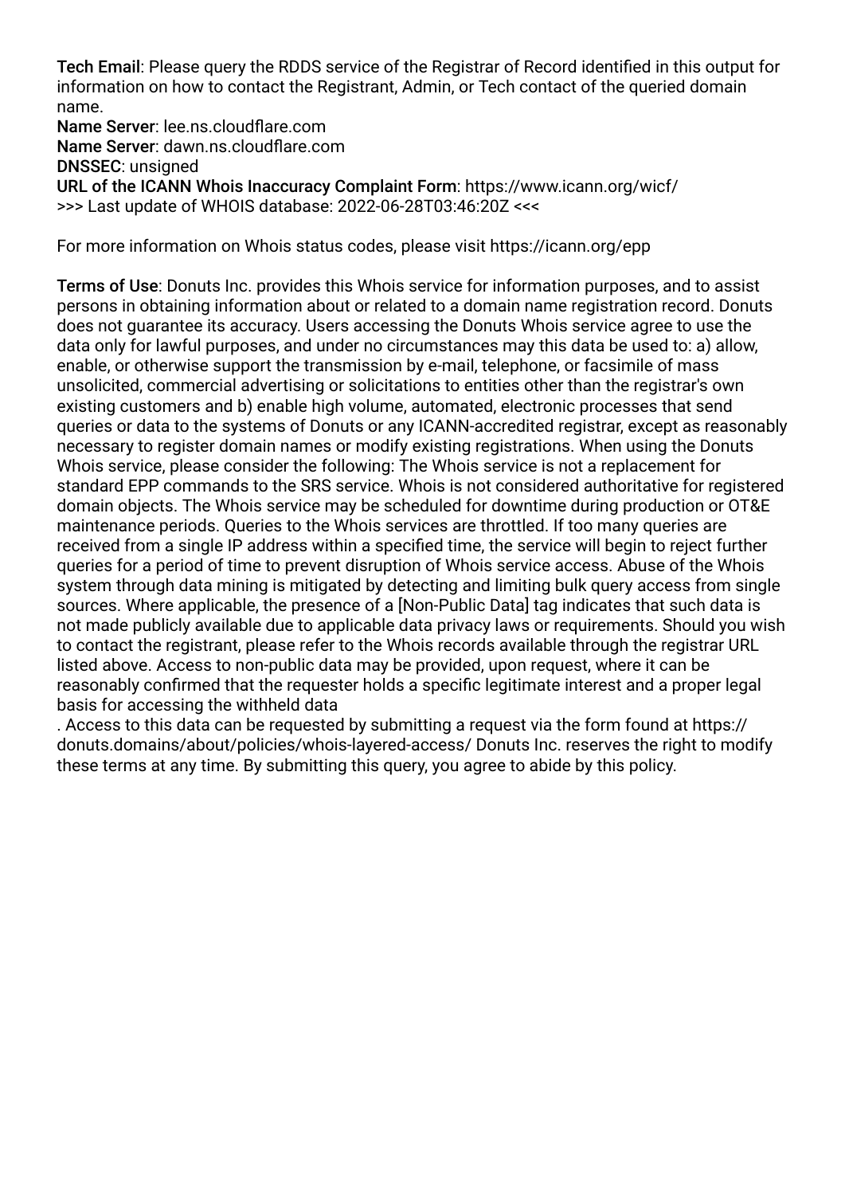**Tech Email**: Please query the RDDS service of the Registrar of Record identified in this output for information on how to contact the Registrant, Admin, or Tech contact of the queried domain name.
**Name Server**: lee.ns.cloudflare.com
**Name Server**: dawn.ns.cloudflare.com
**DNSSEC**: unsigned
**URL of the ICANN Whois Inaccuracy Complaint Form**: https://www.icann.org/wicf/
>>> Last update of WHOIS database: 2022-06-28T03:46:20Z <<<

For more information on Whois status codes, please visit https://icann.org/epp

**Terms of Use**: Donuts Inc. provides this Whois service for information purposes, and to assist persons in obtaining information about or related to a domain name registration record. Donuts does not guarantee its accuracy. Users accessing the Donuts Whois service agree to use the data only for lawful purposes, and under no circumstances may this data be used to: a) allow, enable, or otherwise support the transmission by e-mail, telephone, or facsimile of mass unsolicited, commercial advertising or solicitations to entities other than the registrar's own existing customers and b) enable high volume, automated, electronic processes that send queries or data to the systems of Donuts or any ICANN-accredited registrar, except as reasonably necessary to register domain names or modify existing registrations. When using the Donuts Whois service, please consider the following: The Whois service is not a replacement for standard EPP commands to the SRS service. Whois is not considered authoritative for registered domain objects. The Whois service may be scheduled for downtime during production or OT&E maintenance periods. Queries to the Whois services are throttled. If too many queries are received from a single IP address within a specified time, the service will begin to reject further queries for a period of time to prevent disruption of Whois service access. Abuse of the Whois system through data mining is mitigated by detecting and limiting bulk query access from single sources. Where applicable, the presence of a [Non-Public Data] tag indicates that such data is not made publicly available due to applicable data privacy laws or requirements. Should you wish to contact the registrant, please refer to the Whois records available through the registrar URL listed above. Access to non-public data may be provided, upon request, where it can be reasonably confirmed that the requester holds a specific legitimate interest and a proper legal basis for accessing the withheld data
. Access to this data can be requested by submitting a request via the form found at https://donuts.domains/about/policies/whois-layered-access/ Donuts Inc. reserves the right to modify these terms at any time. By submitting this query, you agree to abide by this policy.